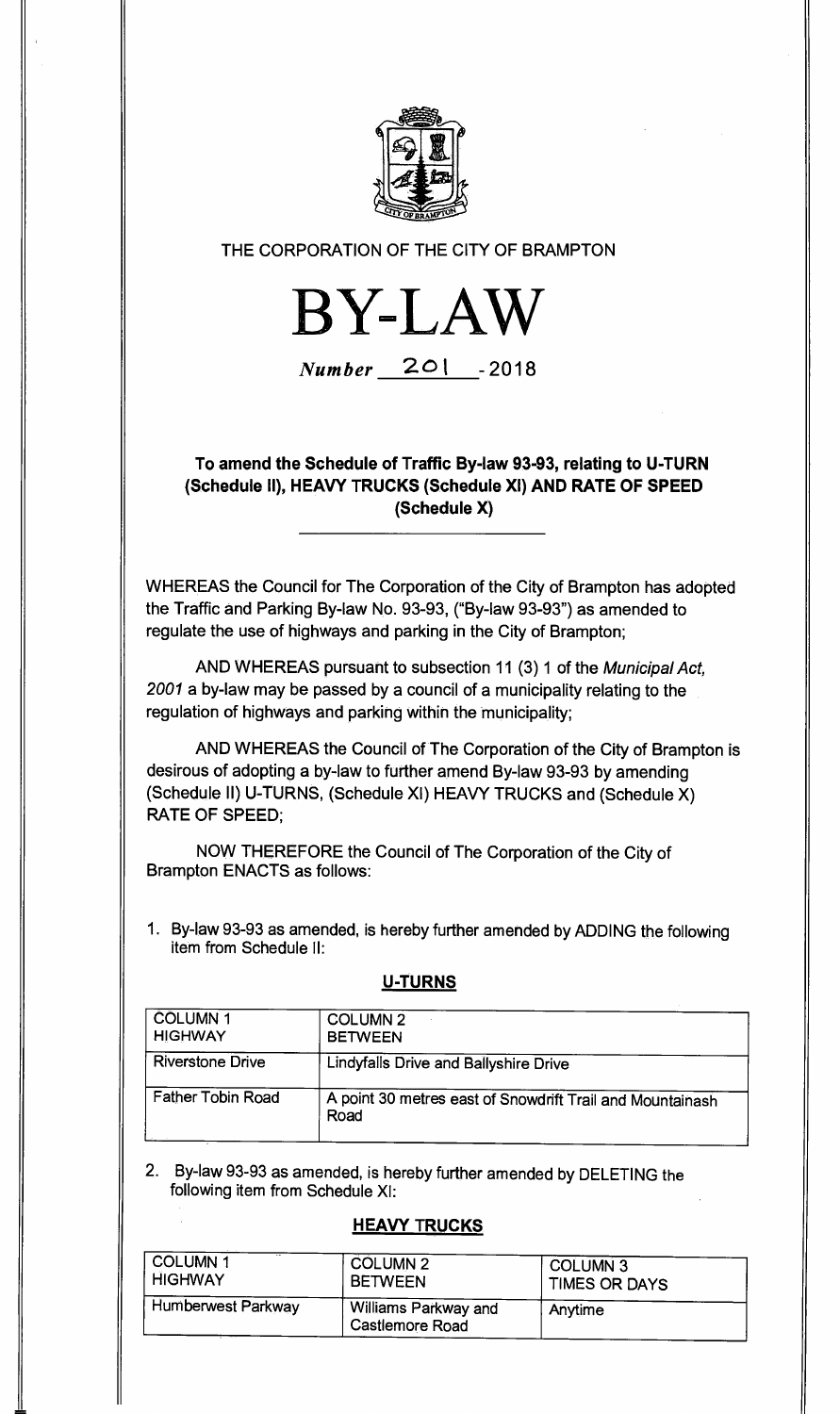THE CORPORATION OF THE CITY OF BRAMPTON

# BY-LAW

*Number* 201 - 2018

### To amend the Schedule of Traffic By-law 93-93, relating to U-TURN (Schedule II), HEAVY TRUCKS (Schedule XI) AND RATE OF SPEED (Schedule X)

WHEREAS the Council for The Corporation of the City of Brampton has adopted the Traffic and Parking By-law No. 93-93, ("By-law 93-93") as amended to regulate the use of highways and parking in the City of Brampton;

AND WHEREAS pursuant to subsection 11 (3) 1 of the *Municipal Act, 2001* a by-law may be passed by a council of a municipality relating to the regulation of highways and parking within the municipality;

AND WHEREAS the Council of The Corporation of the City of Brampton is desirous of adopting a by-law to further amend By-law 93-93 by amending (Schedule II) U-TURNS, (Schedule XI) HEAVY TRUCKS and (Schedule X) RATE OF SPEED;

NOW THEREFORE the Council of The Corporation of the City of Brampton ENACTS as follows:

1. By-law 93-93 as amended, is hereby further amended by ADDING the following item from Schedule II:

**U-TURNS**

| COLUMN 1 HIGHWAY | COLUMN 2 BETWEEN |
|---|---|
| Riverstone Drive | Lindyfalls Drive and Ballyshire Drive |
| Father Tobin Road | A point 30 metres east of Snowdrift Trail and Mountainash Road |

2. By-law 93-93 as amended, is hereby further amended by DELETING the following item from Schedule XI:

**HEAVY TRUCKS**

| COLUMN 1 HIGHWAY | COLUMN 2 BETWEEN | COLUMN 3 TIMES OR DAYS |
|---|---|---|
| Humberwest Parkway | Williams Parkway and Castlemore Road | Anytime |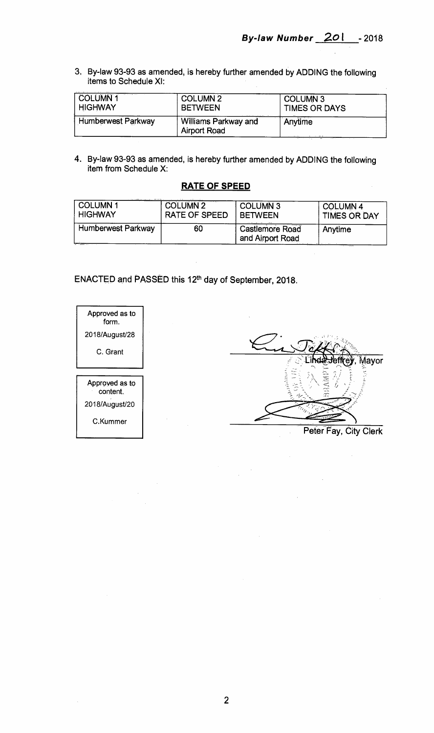**By-law Number 201 - 2018**

3. By-law 93-93 as amended, is hereby further amended by ADDING the following items to Schedule XI:

| COLUMN 1 HIGHWAY | COLUMN 2 BETWEEN | COLUMN 3 TIMES OR DAYS |
|---|---|---|
| Humberwest Parkway | Williams Parkway and Airport Road | Anytime |

4. By-law 93-93 as amended, is hereby further amended by ADDING the following item from Schedule X:

**RATE OF SPEED**

| COLUMN 1 HIGHWAY | COLUMN 2 RATE OF SPEED | COLUMN 3 BETWEEN | COLUMN 4 TIMES OR DAY |
|---|---|---|---|
| Humberwest Parkway | 60 | Castlemore Road and Airport Road | Anytime |

ENACTED and PASSED this 12th day of September, 2018.

Approved as to form.
2018/August/28
C. Grant

Approved as to content.
2018/August/20
C.Kummer

Linda Jeffrey, Mayor

Peter Fay, City Clerk